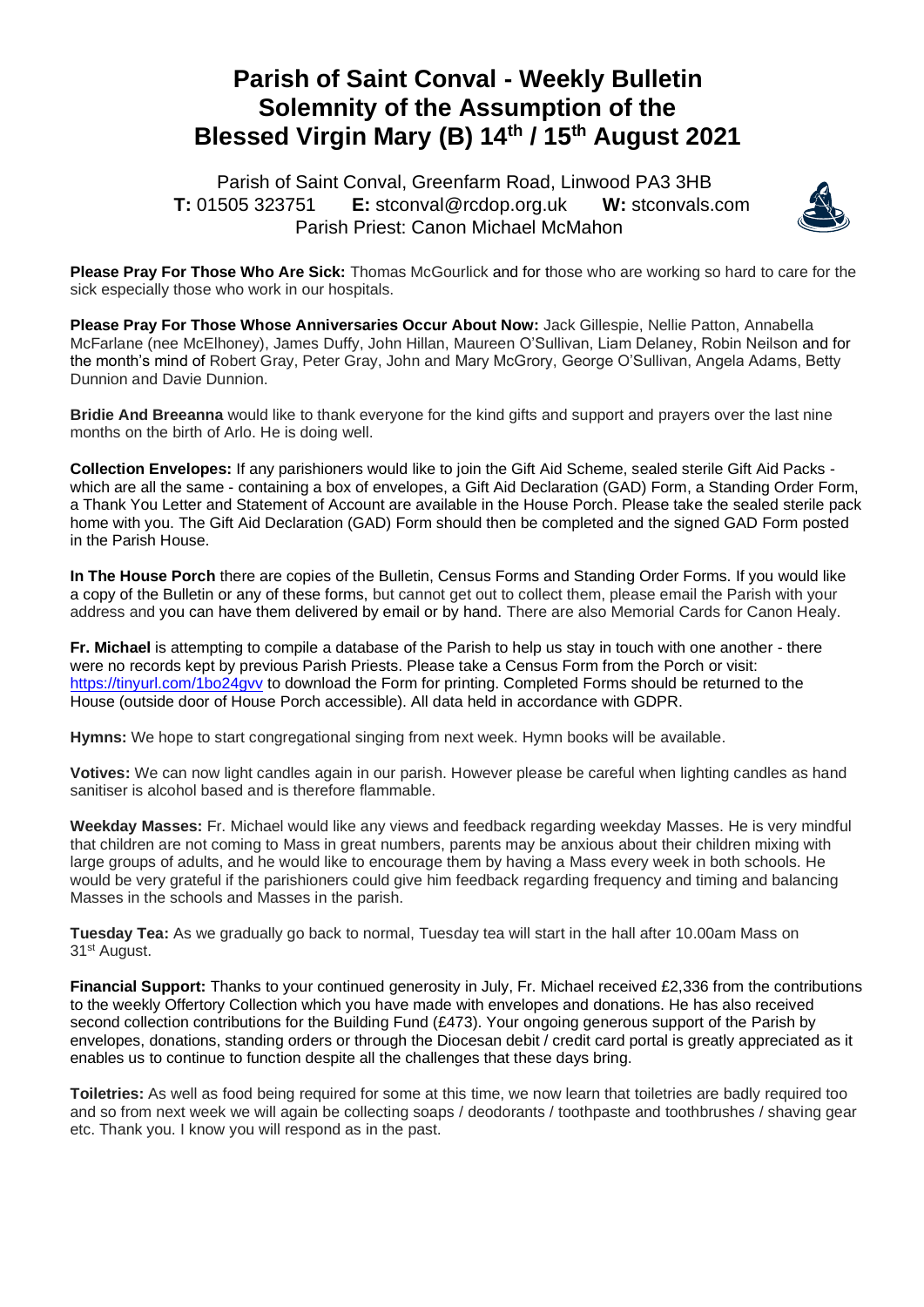# Parish of Saint Conval - Weekly Bulletin
# Solemnity of the Assumption of the Blessed Virgin Mary (B) 14th / 15th August 2021

Parish of Saint Conval, Greenfarm Road, Linwood PA3 3HB
**T:** 01505 323751 **E:** stconval@rcdop.org.uk **W:** stconvals.com
Parish Priest: Canon Michael McMahon

**Please Pray For Those Who Are Sick:** Thomas McGourlick and for those who are working so hard to care for the sick especially those who work in our hospitals.

**Please Pray For Those Whose Anniversaries Occur About Now:** Jack Gillespie, Nellie Patton, Annabella McFarlane (nee McElhoney), James Duffy, John Hillan, Maureen O'Sullivan, Liam Delaney, Robin Neilson and for the month's mind of Robert Gray, Peter Gray, John and Mary McGrory, George O'Sullivan, Angela Adams, Betty Dunnion and Davie Dunnion.

**Bridie And Breeanna** would like to thank everyone for the kind gifts and support and prayers over the last nine months on the birth of Arlo. He is doing well.

**Collection Envelopes:** If any parishioners would like to join the Gift Aid Scheme, sealed sterile Gift Aid Packs - which are all the same - containing a box of envelopes, a Gift Aid Declaration (GAD) Form, a Standing Order Form, a Thank You Letter and Statement of Account are available in the House Porch. Please take the sealed sterile pack home with you. The Gift Aid Declaration (GAD) Form should then be completed and the signed GAD Form posted in the Parish House.

**In The House Porch** there are copies of the Bulletin, Census Forms and Standing Order Forms. If you would like a copy of the Bulletin or any of these forms, but cannot get out to collect them, please email the Parish with your address and you can have them delivered by email or by hand. There are also Memorial Cards for Canon Healy.

**Fr. Michael** is attempting to compile a database of the Parish to help us stay in touch with one another - there were no records kept by previous Parish Priests. Please take a Census Form from the Porch or visit: https://tinyurl.com/1bo24gvv to download the Form for printing. Completed Forms should be returned to the House (outside door of House Porch accessible). All data held in accordance with GDPR.

**Hymns:** We hope to start congregational singing from next week. Hymn books will be available.

**Votives:** We can now light candles again in our parish. However please be careful when lighting candles as hand sanitiser is alcohol based and is therefore flammable.

**Weekday Masses:** Fr. Michael would like any views and feedback regarding weekday Masses. He is very mindful that children are not coming to Mass in great numbers, parents may be anxious about their children mixing with large groups of adults, and he would like to encourage them by having a Mass every week in both schools. He would be very grateful if the parishioners could give him feedback regarding frequency and timing and balancing Masses in the schools and Masses in the parish.

**Tuesday Tea:** As we gradually go back to normal, Tuesday tea will start in the hall after 10.00am Mass on 31st August.

**Financial Support:** Thanks to your continued generosity in July, Fr. Michael received £2,336 from the contributions to the weekly Offertory Collection which you have made with envelopes and donations. He has also received second collection contributions for the Building Fund (£473). Your ongoing generous support of the Parish by envelopes, donations, standing orders or through the Diocesan debit / credit card portal is greatly appreciated as it enables us to continue to function despite all the challenges that these days bring.

**Toiletries:** As well as food being required for some at this time, we now learn that toiletries are badly required too and so from next week we will again be collecting soaps / deodorants / toothpaste and toothbrushes / shaving gear etc. Thank you. I know you will respond as in the past.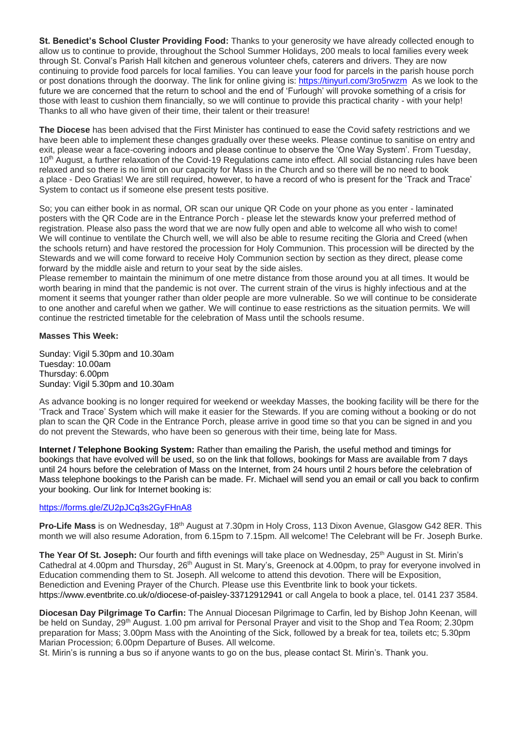**St. Benedict's School Cluster Providing Food:** Thanks to your generosity we have already collected enough to allow us to continue to provide, throughout the School Summer Holidays, 200 meals to local families every week through St. Conval's Parish Hall kitchen and generous volunteer chefs, caterers and drivers. They are now continuing to provide food parcels for local families. You can leave your food for parcels in the parish house porch or post donations through the doorway. The link for online giving is: https://tinyurl.com/3ro5rwzm As we look to the future we are concerned that the return to school and the end of 'Furlough' will provoke something of a crisis for those with least to cushion them financially, so we will continue to provide this practical charity - with your help! Thanks to all who have given of their time, their talent or their treasure!

**The Diocese** has been advised that the First Minister has continued to ease the Covid safety restrictions and we have been able to implement these changes gradually over these weeks. Please continue to sanitise on entry and exit, please wear a face-covering indoors and please continue to observe the 'One Way System'. From Tuesday, 10th August, a further relaxation of the Covid-19 Regulations came into effect. All social distancing rules have been relaxed and so there is no limit on our capacity for Mass in the Church and so there will be no need to book a place - Deo Gratias! We are still required, however, to have a record of who is present for the 'Track and Trace' System to contact us if someone else present tests positive.

So; you can either book in as normal, OR scan our unique QR Code on your phone as you enter - laminated posters with the QR Code are in the Entrance Porch - please let the stewards know your preferred method of registration. Please also pass the word that we are now fully open and able to welcome all who wish to come! We will continue to ventilate the Church well, we will also be able to resume reciting the Gloria and Creed (when the schools return) and have restored the procession for Holy Communion. This procession will be directed by the Stewards and we will come forward to receive Holy Communion section by section as they direct, please come forward by the middle aisle and return to your seat by the side aisles.
Please remember to maintain the minimum of one metre distance from those around you at all times. It would be worth bearing in mind that the pandemic is not over. The current strain of the virus is highly infectious and at the moment it seems that younger rather than older people are more vulnerable. So we will continue to be considerate to one another and careful when we gather. We will continue to ease restrictions as the situation permits. We will continue the restricted timetable for the celebration of Mass until the schools resume.

**Masses This Week:**

Sunday: Vigil 5.30pm and 10.30am
Tuesday: 10.00am
Thursday: 6.00pm
Sunday: Vigil 5.30pm and 10.30am

As advance booking is no longer required for weekend or weekday Masses, the booking facility will be there for the 'Track and Trace' System which will make it easier for the Stewards. If you are coming without a booking or do not plan to scan the QR Code in the Entrance Porch, please arrive in good time so that you can be signed in and you do not prevent the Stewards, who have been so generous with their time, being late for Mass.

**Internet / Telephone Booking System:** Rather than emailing the Parish, the useful method and timings for bookings that have evolved will be used, so on the link that follows, bookings for Mass are available from 7 days until 24 hours before the celebration of Mass on the Internet, from 24 hours until 2 hours before the celebration of Mass telephone bookings to the Parish can be made. Fr. Michael will send you an email or call you back to confirm your booking. Our link for Internet booking is:

https://forms.gle/ZU2pJCq3s2GyFHnA8

**Pro-Life Mass** is on Wednesday, 18th August at 7.30pm in Holy Cross, 113 Dixon Avenue, Glasgow G42 8ER. This month we will also resume Adoration, from 6.15pm to 7.15pm. All welcome! The Celebrant will be Fr. Joseph Burke.

**The Year Of St. Joseph:** Our fourth and fifth evenings will take place on Wednesday, 25th August in St. Mirin's Cathedral at 4.00pm and Thursday, 26th August in St. Mary's, Greenock at 4.00pm, to pray for everyone involved in Education commending them to St. Joseph. All welcome to attend this devotion. There will be Exposition, Benediction and Evening Prayer of the Church. Please use this Eventbrite link to book your tickets. https://www.eventbrite.co.uk/o/diocese-of-paisley-33712912941 or call Angela to book a place, tel. 0141 237 3584.

**Diocesan Day Pilgrimage To Carfin:** The Annual Diocesan Pilgrimage to Carfin, led by Bishop John Keenan, will be held on Sunday, 29th August. 1.00 pm arrival for Personal Prayer and visit to the Shop and Tea Room; 2.30pm preparation for Mass; 3.00pm Mass with the Anointing of the Sick, followed by a break for tea, toilets etc; 5.30pm Marian Procession; 6.00pm Departure of Buses. All welcome.
St. Mirin's is running a bus so if anyone wants to go on the bus, please contact St. Mirin's. Thank you.